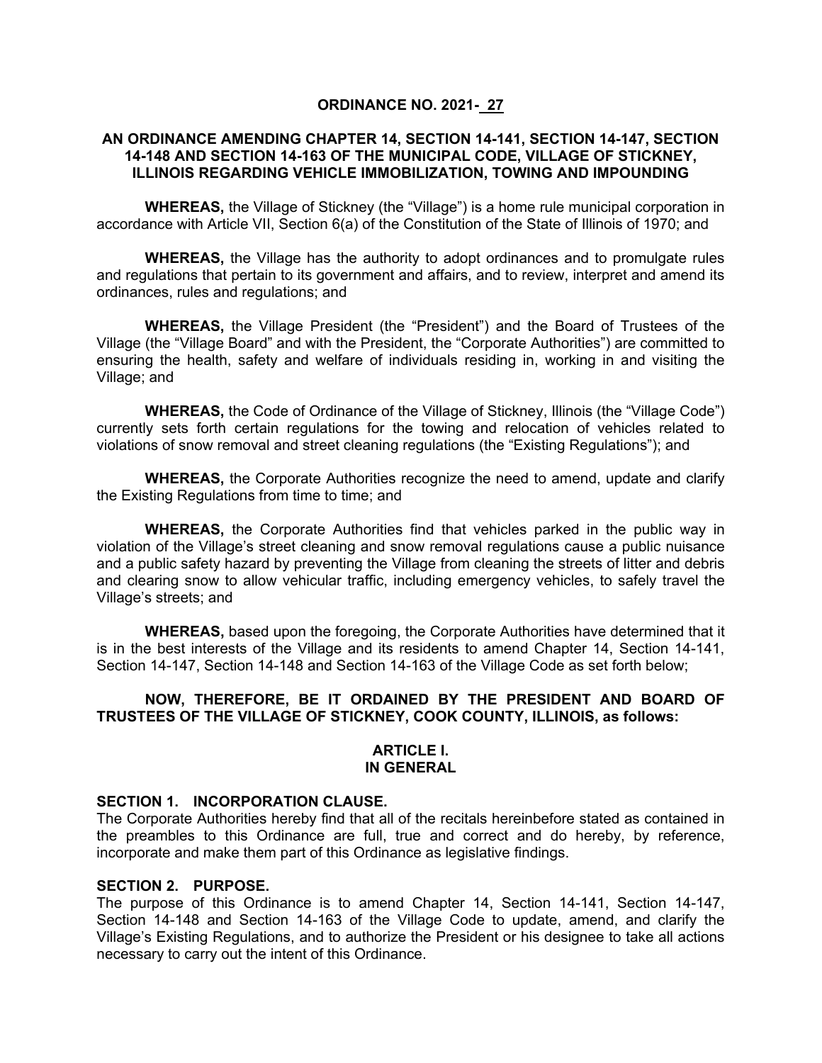# ORDINANCE NO. 2021- 27

## AN ORDINANCE AMENDING CHAPTER 14, SECTION 14-141, SECTION 14-147, SECTION 14-148 AND SECTION 14-163 OF THE MUNICIPAL CODE, VILLAGE OF STICKNEY, ILLINOIS REGARDING VEHICLE IMMOBILIZATION, TOWING AND IMPOUNDING

**WHEREAS,** the Village of Stickney (the "Village") is a home rule municipal corporation in accordance with Article VII, Section 6(a) of the Constitution of the State of Illinois of 1970; and

**WHEREAS,** the Village has the authority to adopt ordinances and to promulgate rules and regulations that pertain to its government and affairs, and to review, interpret and amend its ordinances, rules and regulations; and

**WHEREAS,** the Village President (the "President") and the Board of Trustees of the Village (the "Village Board" and with the President, the "Corporate Authorities") are committed to ensuring the health, safety and welfare of individuals residing in, working in and visiting the Village; and

**WHEREAS,** the Code of Ordinance of the Village of Stickney, Illinois (the "Village Code") currently sets forth certain regulations for the towing and relocation of vehicles related to violations of snow removal and street cleaning regulations (the "Existing Regulations"); and

**WHEREAS,** the Corporate Authorities recognize the need to amend, update and clarify the Existing Regulations from time to time; and

**WHEREAS,** the Corporate Authorities find that vehicles parked in the public way in violation of the Village's street cleaning and snow removal regulations cause a public nuisance and a public safety hazard by preventing the Village from cleaning the streets of litter and debris and clearing snow to allow vehicular traffic, including emergency vehicles, to safely travel the Village's streets; and

**WHEREAS,** based upon the foregoing, the Corporate Authorities have determined that it is in the best interests of the Village and its residents to amend Chapter 14, Section 14-141, Section 14-147, Section 14-148 and Section 14-163 of the Village Code as set forth below;

**NOW, THEREFORE, BE IT ORDAINED BY THE PRESIDENT AND BOARD OF TRUSTEES OF THE VILLAGE OF STICKNEY, COOK COUNTY, ILLINOIS, as follows:**

## ARTICLE I.
## IN GENERAL

### SECTION 1. INCORPORATION CLAUSE.

The Corporate Authorities hereby find that all of the recitals hereinbefore stated as contained in the preambles to this Ordinance are full, true and correct and do hereby, by reference, incorporate and make them part of this Ordinance as legislative findings.

### SECTION 2. PURPOSE.

The purpose of this Ordinance is to amend Chapter 14, Section 14-141, Section 14-147, Section 14-148 and Section 14-163 of the Village Code to update, amend, and clarify the Village's Existing Regulations, and to authorize the President or his designee to take all actions necessary to carry out the intent of this Ordinance.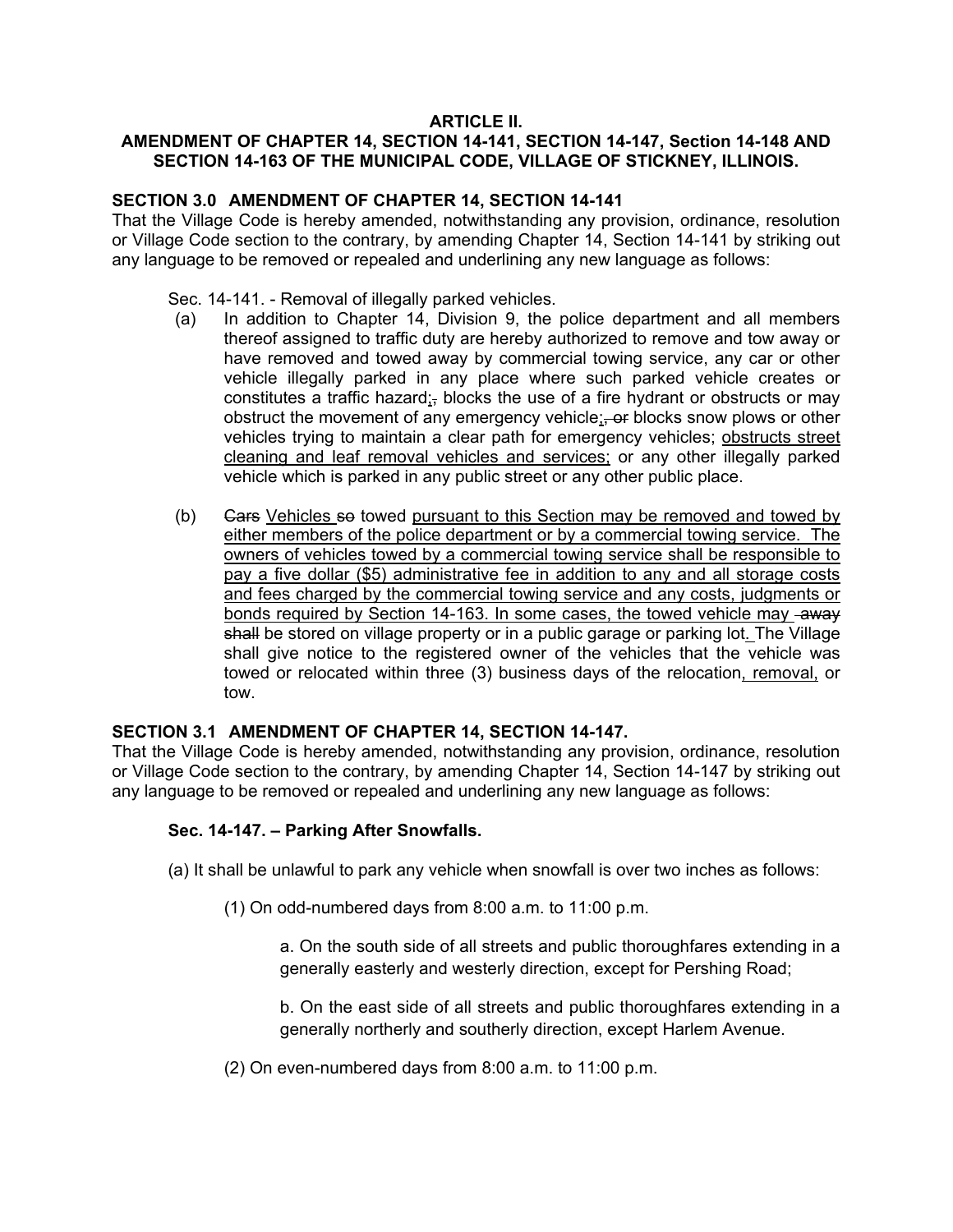**ARTICLE II.**

**AMENDMENT OF CHAPTER 14, SECTION 14-141, SECTION 14-147, Section 14-148 AND SECTION 14-163 OF THE MUNICIPAL CODE, VILLAGE OF STICKNEY, ILLINOIS.**

**SECTION 3.0 AMENDMENT OF CHAPTER 14, SECTION 14-141**

That the Village Code is hereby amended, notwithstanding any provision, ordinance, resolution or Village Code section to the contrary, by amending Chapter 14, Section 14-141 by striking out any language to be removed or repealed and underlining any new language as follows:

Sec. 14-141. - Removal of illegally parked vehicles.

(a) In addition to Chapter 14, Division 9, the police department and all members thereof assigned to traffic duty are hereby authorized to remove and tow away or have removed and towed away by commercial towing service, any car or other vehicle illegally parked in any place where such parked vehicle creates or constitutes a traffic hazard<u>;</u>~~,~~ blocks the use of a fire hydrant or obstructs or may obstruct the movement of any emergency vehicle<u>;</u>~~, or~~ blocks snow plows or other vehicles trying to maintain a clear path for emergency vehicles; <u>obstructs street cleaning and leaf removal vehicles and services;</u> or any other illegally parked vehicle which is parked in any public street or any other public place.

(b) ~~Cars~~ <u>Vehicles</u> ~~so~~ towed <u>pursuant to this Section may be removed and towed by either members of the police department or by a commercial towing service. The owners of vehicles towed by a commercial towing service shall be responsible to pay a five dollar ($5) administrative fee in addition to any and all storage costs and fees charged by the commercial towing service and any costs, judgments or bonds required by Section 14-163. In some cases, the towed vehicle may</u> ~~away shall~~ be stored on village property or in a public garage or parking lot<u>.</u> The Village shall give notice to the registered owner of the vehicles that the vehicle was towed or relocated within three (3) business days of the relocation<u>, removal,</u> or tow.

**SECTION 3.1 AMENDMENT OF CHAPTER 14, SECTION 14-147.**

That the Village Code is hereby amended, notwithstanding any provision, ordinance, resolution or Village Code section to the contrary, by amending Chapter 14, Section 14-147 by striking out any language to be removed or repealed and underlining any new language as follows:

**Sec. 14-147. – Parking After Snowfalls.**

(a) It shall be unlawful to park any vehicle when snowfall is over two inches as follows:

(1) On odd-numbered days from 8:00 a.m. to 11:00 p.m.

a. On the south side of all streets and public thoroughfares extending in a generally easterly and westerly direction, except for Pershing Road;

b. On the east side of all streets and public thoroughfares extending in a generally northerly and southerly direction, except Harlem Avenue.

(2) On even-numbered days from 8:00 a.m. to 11:00 p.m.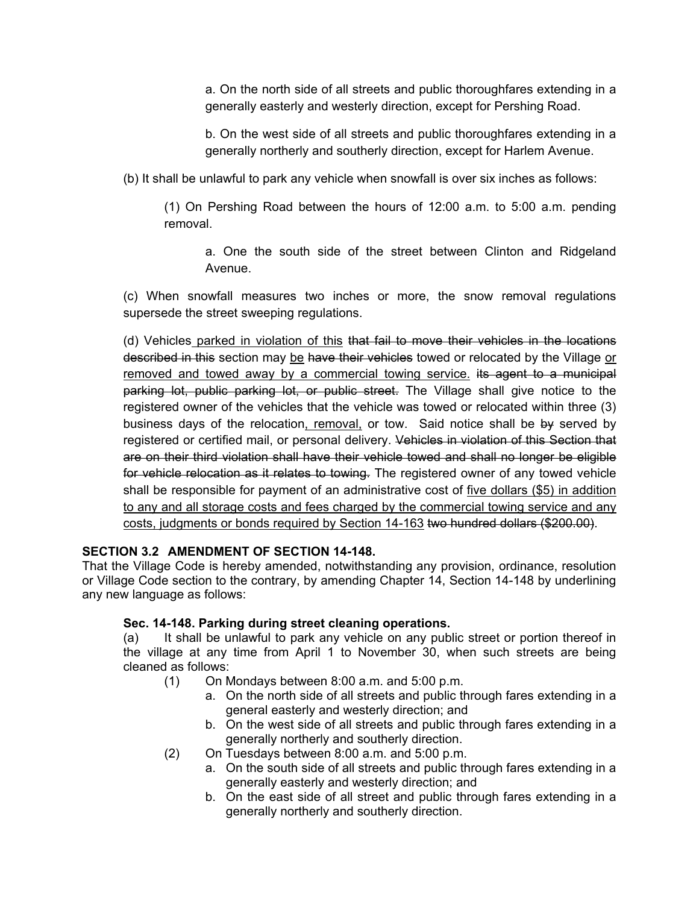a. On the north side of all streets and public thoroughfares extending in a generally easterly and westerly direction, except for Pershing Road.

b. On the west side of all streets and public thoroughfares extending in a generally northerly and southerly direction, except for Harlem Avenue.

(b) It shall be unlawful to park any vehicle when snowfall is over six inches as follows:

(1) On Pershing Road between the hours of 12:00 a.m. to 5:00 a.m. pending removal.

a. One the south side of the street between Clinton and Ridgeland Avenue.

(c) When snowfall measures two inches or more, the snow removal regulations supersede the street sweeping regulations.

(d) Vehicles<u> parked in violation of this</u> ~~that fail to move their vehicles in the locations described in this~~ section may <u>be</u> ~~have their vehicles~~ towed or relocated by the Village <u>or removed and towed away by a commercial towing service.</u> ~~its agent to a municipal parking lot, public parking lot, or public street.~~ The Village shall give notice to the registered owner of the vehicles that the vehicle was towed or relocated within three (3) business days of the relocation<u>, removal,</u> or tow. Said notice shall be ~~by~~ served by registered or certified mail, or personal delivery. ~~Vehicles in violation of this Section that are on their third violation shall have their vehicle towed and shall no longer be eligible for vehicle relocation as it relates to towing.~~ The registered owner of any towed vehicle shall be responsible for payment of an administrative cost of <u>five dollars ($5) in addition to any and all storage costs and fees charged by the commercial towing service and any costs, judgments or bonds required by Section 14-163</u> ~~two hundred dollars ($200.00)~~.

**SECTION 3.2 AMENDMENT OF SECTION 14-148.**

That the Village Code is hereby amended, notwithstanding any provision, ordinance, resolution or Village Code section to the contrary, by amending Chapter 14, Section 14-148 by underlining any new language as follows:

**Sec. 14-148. Parking during street cleaning operations.**

(a) It shall be unlawful to park any vehicle on any public street or portion thereof in the village at any time from April 1 to November 30, when such streets are being cleaned as follows:

(1) On Mondays between 8:00 a.m. and 5:00 p.m.

a. On the north side of all streets and public through fares extending in a general easterly and westerly direction; and

b. On the west side of all streets and public through fares extending in a generally northerly and southerly direction.

(2) On Tuesdays between 8:00 a.m. and 5:00 p.m.

a. On the south side of all streets and public through fares extending in a generally easterly and westerly direction; and

b. On the east side of all street and public through fares extending in a generally northerly and southerly direction.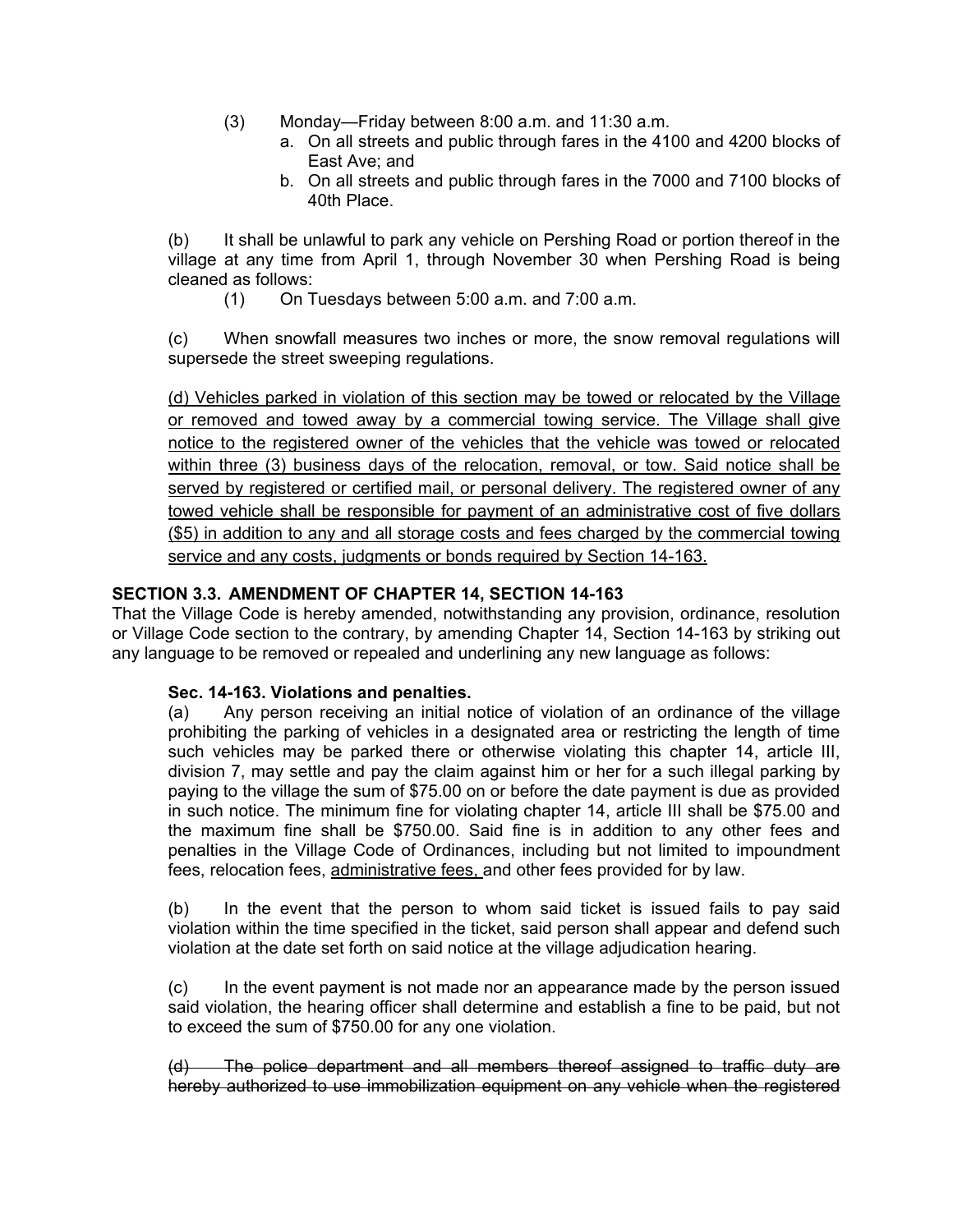(3) Monday—Friday between 8:00 a.m. and 11:30 a.m.

a. On all streets and public through fares in the 4100 and 4200 blocks of East Ave; and

b. On all streets and public through fares in the 7000 and 7100 blocks of 40th Place.

(b) It shall be unlawful to park any vehicle on Pershing Road or portion thereof in the village at any time from April 1, through November 30 when Pershing Road is being cleaned as follows:

(1) On Tuesdays between 5:00 a.m. and 7:00 a.m.

(c) When snowfall measures two inches or more, the snow removal regulations will supersede the street sweeping regulations.

<u>(d) Vehicles parked in violation of this section may be towed or relocated by the Village or removed and towed away by a commercial towing service. The Village shall give notice to the registered owner of the vehicles that the vehicle was towed or relocated within three (3) business days of the relocation, removal, or tow. Said notice shall be served by registered or certified mail, or personal delivery. The registered owner of any towed vehicle shall be responsible for payment of an administrative cost of five dollars ($5) in addition to any and all storage costs and fees charged by the commercial towing service and any costs, judgments or bonds required by Section 14-163.</u>

**SECTION 3.3. AMENDMENT OF CHAPTER 14, SECTION 14-163**

That the Village Code is hereby amended, notwithstanding any provision, ordinance, resolution or Village Code section to the contrary, by amending Chapter 14, Section 14-163 by striking out any language to be removed or repealed and underlining any new language as follows:

**Sec. 14-163. Violations and penalties.**

(a) Any person receiving an initial notice of violation of an ordinance of the village prohibiting the parking of vehicles in a designated area or restricting the length of time such vehicles may be parked there or otherwise violating this chapter 14, article III, division 7, may settle and pay the claim against him or her for a such illegal parking by paying to the village the sum of $75.00 on or before the date payment is due as provided in such notice. The minimum fine for violating chapter 14, article III shall be $75.00 and the maximum fine shall be $750.00. Said fine is in addition to any other fees and penalties in the Village Code of Ordinances, including but not limited to impoundment fees, relocation fees, <u>administrative fees,</u> and other fees provided for by law.

(b) In the event that the person to whom said ticket is issued fails to pay said violation within the time specified in the ticket, said person shall appear and defend such violation at the date set forth on said notice at the village adjudication hearing.

(c) In the event payment is not made nor an appearance made by the person issued said violation, the hearing officer shall determine and establish a fine to be paid, but not to exceed the sum of $750.00 for any one violation.

~~(d) The police department and all members thereof assigned to traffic duty are hereby authorized to use immobilization equipment on any vehicle when the registered~~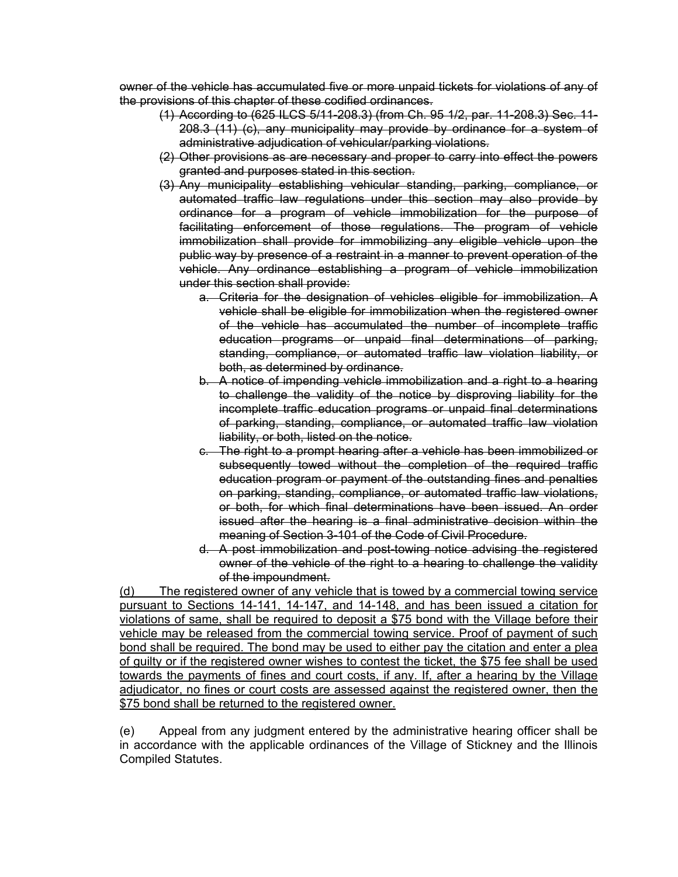~~owner of the vehicle has accumulated five or more unpaid tickets for violations of any of the provisions of this chapter of these codified ordinances.~~

~~(1) According to (625 ILCS 5/11-208.3) (from Ch. 95 1/2, par. 11-208.3) Sec. 11-208.3 (11) (c), any municipality may provide by ordinance for a system of administrative adjudication of vehicular/parking violations.~~

~~(2) Other provisions as are necessary and proper to carry into effect the powers granted and purposes stated in this section.~~

~~(3) Any municipality establishing vehicular standing, parking, compliance, or automated traffic law regulations under this section may also provide by ordinance for a program of vehicle immobilization for the purpose of facilitating enforcement of those regulations. The program of vehicle immobilization shall provide for immobilizing any eligible vehicle upon the public way by presence of a restraint in a manner to prevent operation of the vehicle. Any ordinance establishing a program of vehicle immobilization under this section shall provide:~~

~~a. Criteria for the designation of vehicles eligible for immobilization. A vehicle shall be eligible for immobilization when the registered owner of the vehicle has accumulated the number of incomplete traffic education programs or unpaid final determinations of parking, standing, compliance, or automated traffic law violation liability, or both, as determined by ordinance.~~

~~b. A notice of impending vehicle immobilization and a right to a hearing to challenge the validity of the notice by disproving liability for the incomplete traffic education programs or unpaid final determinations of parking, standing, compliance, or automated traffic law violation liability, or both, listed on the notice.~~

~~c. The right to a prompt hearing after a vehicle has been immobilized or subsequently towed without the completion of the required traffic education program or payment of the outstanding fines and penalties on parking, standing, compliance, or automated traffic law violations, or both, for which final determinations have been issued. An order issued after the hearing is a final administrative decision within the meaning of Section 3-101 of the Code of Civil Procedure.~~

~~d. A post immobilization and post-towing notice advising the registered owner of the vehicle of the right to a hearing to challenge the validity of the impoundment.~~

<u>(d) The registered owner of any vehicle that is towed by a commercial towing service pursuant to Sections 14-141, 14-147, and 14-148, and has been issued a citation for violations of same, shall be required to deposit a $75 bond with the Village before their vehicle may be released from the commercial towing service. Proof of payment of such bond shall be required. The bond may be used to either pay the citation and enter a plea of guilty or if the registered owner wishes to contest the ticket, the $75 fee shall be used towards the payments of fines and court costs, if any. If, after a hearing by the Village adjudicator, no fines or court costs are assessed against the registered owner, then the $75 bond shall be returned to the registered owner.</u>

(e) Appeal from any judgment entered by the administrative hearing officer shall be in accordance with the applicable ordinances of the Village of Stickney and the Illinois Compiled Statutes.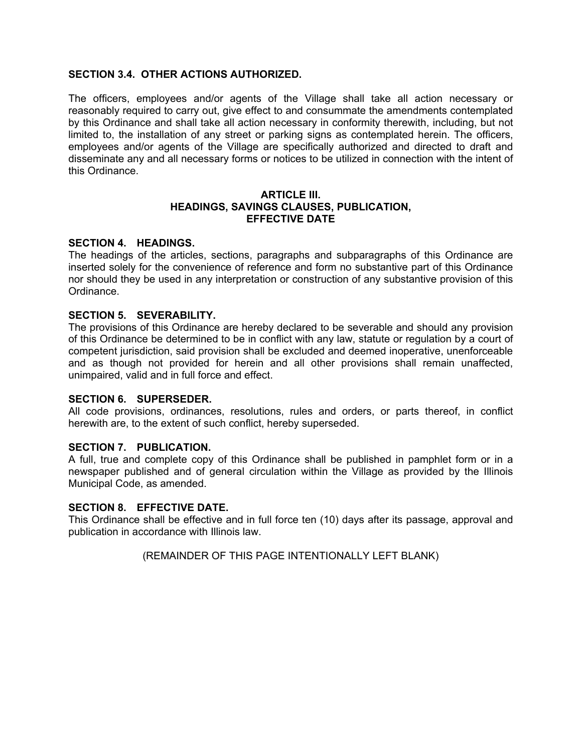**SECTION 3.4. OTHER ACTIONS AUTHORIZED.**

The officers, employees and/or agents of the Village shall take all action necessary or reasonably required to carry out, give effect to and consummate the amendments contemplated by this Ordinance and shall take all action necessary in conformity therewith, including, but not limited to, the installation of any street or parking signs as contemplated herein. The officers, employees and/or agents of the Village are specifically authorized and directed to draft and disseminate any and all necessary forms or notices to be utilized in connection with the intent of this Ordinance.

## ARTICLE III.
## HEADINGS, SAVINGS CLAUSES, PUBLICATION, EFFECTIVE DATE

**SECTION 4. HEADINGS.**

The headings of the articles, sections, paragraphs and subparagraphs of this Ordinance are inserted solely for the convenience of reference and form no substantive part of this Ordinance nor should they be used in any interpretation or construction of any substantive provision of this Ordinance.

**SECTION 5. SEVERABILITY.**

The provisions of this Ordinance are hereby declared to be severable and should any provision of this Ordinance be determined to be in conflict with any law, statute or regulation by a court of competent jurisdiction, said provision shall be excluded and deemed inoperative, unenforceable and as though not provided for herein and all other provisions shall remain unaffected, unimpaired, valid and in full force and effect.

**SECTION 6. SUPERSEDER.**

All code provisions, ordinances, resolutions, rules and orders, or parts thereof, in conflict herewith are, to the extent of such conflict, hereby superseded.

**SECTION 7. PUBLICATION.**

A full, true and complete copy of this Ordinance shall be published in pamphlet form or in a newspaper published and of general circulation within the Village as provided by the Illinois Municipal Code, as amended.

**SECTION 8. EFFECTIVE DATE.**

This Ordinance shall be effective and in full force ten (10) days after its passage, approval and publication in accordance with Illinois law.

(REMAINDER OF THIS PAGE INTENTIONALLY LEFT BLANK)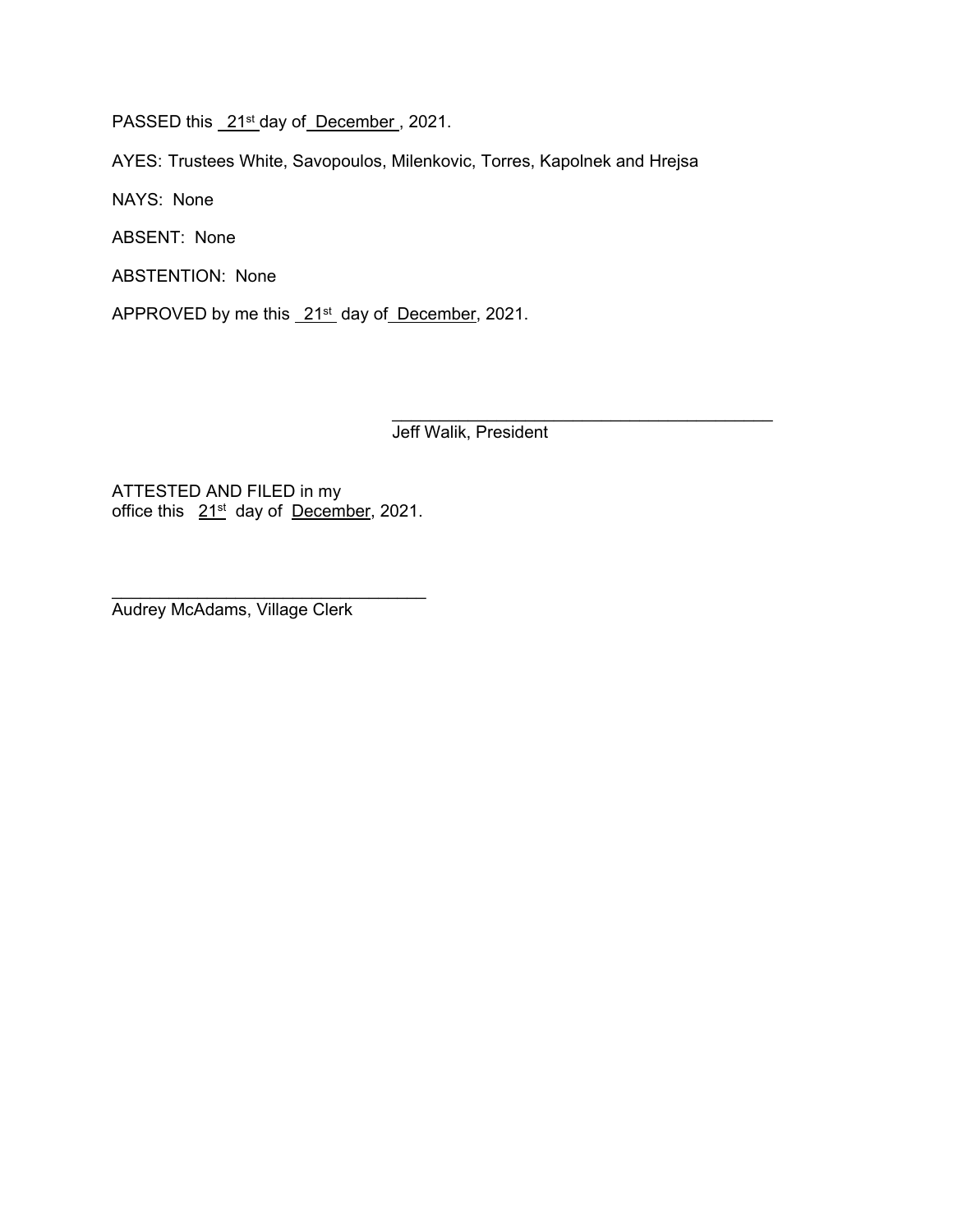PASSED this 21st day of December, 2021.

AYES: Trustees White, Savopoulos, Milenkovic, Torres, Kapolnek and Hrejsa

NAYS: None

ABSENT: None

ABSTENTION: None

APPROVED by me this 21st day of December, 2021.

\_\_\_\_\_\_\_\_\_\_\_\_\_\_\_\_\_\_\_\_\_\_\_\_\_\_\_\_\_\_\_\_\_\_\_\_\_\_\_\_
Jeff Walik, President

ATTESTED AND FILED in my
office this 21st day of December, 2021.

\_\_\_\_\_\_\_\_\_\_\_\_\_\_\_\_\_\_\_\_\_\_\_\_\_\_\_\_\_\_\_\_
Audrey McAdams, Village Clerk